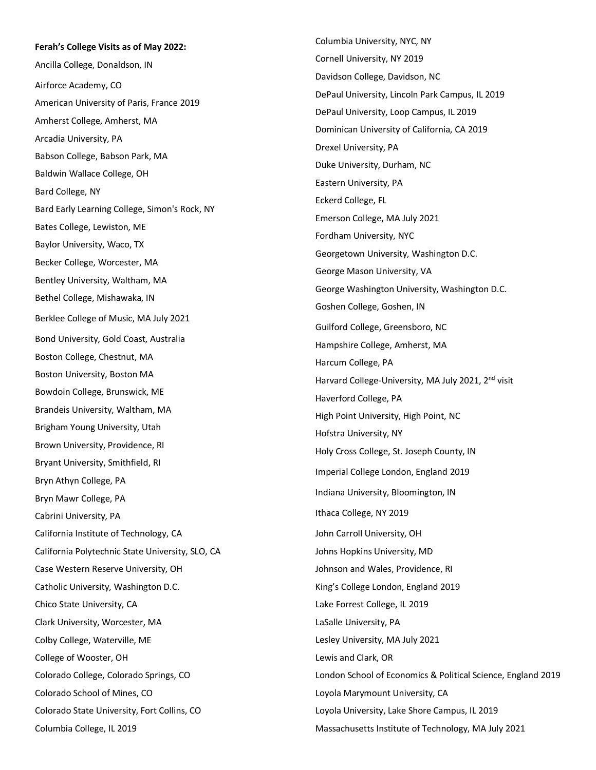**Ferah's College Visits as of May 2022:**

Ancilla College, Donaldson, IN

Airforce Academy, CO

American University of Paris, France 2019

Amherst College, Amherst, MA

Arcadia University, PA

Babson College, Babson Park, MA

Baldwin Wallace College, OH

Bard College, NY

Bard Early Learning College, Simon's Rock, NY

Bates College, Lewiston, ME

Baylor University, Waco, TX

Becker College, Worcester, MA

Bentley University, Waltham, MA

Bethel College, Mishawaka, IN

Berklee College of Music, MA July 2021

Bond University, Gold Coast, Australia

Boston College, Chestnut, MA

Boston University, Boston MA

Bowdoin College, Brunswick, ME

Brandeis University, Waltham, MA

Brigham Young University, Utah

Brown University, Providence, RI

Bryant University, Smithfield, RI

Bryn Athyn College, PA

Bryn Mawr College, PA

Cabrini University, PA

California Institute of Technology, CA

California Polytechnic State University, SLO, CA

Case Western Reserve University, OH

Catholic University, Washington D.C.

Chico State University, CA

Clark University, Worcester, MA

Colby College, Waterville, ME

College of Wooster, OH

Colorado College, Colorado Springs, CO

Colorado School of Mines, CO

Colorado State University, Fort Collins, CO

Columbia College, IL 2019

Columbia University, NYC, NY

Cornell University, NY 2019

Davidson College, Davidson, NC

DePaul University, Lincoln Park Campus, IL 2019

DePaul University, Loop Campus, IL 2019

Dominican University of California, CA 2019

Drexel University, PA

Duke University, Durham, NC

Eastern University, PA

Eckerd College, FL

Emerson College, MA July 2021

Fordham University, NYC

Georgetown University, Washington D.C.

George Mason University, VA

George Washington University, Washington D.C.

Goshen College, Goshen, IN

Guilford College, Greensboro, NC

Hampshire College, Amherst, MA

Harcum College, PA

Harvard College-University, MA July 2021, 2nd visit

Haverford College, PA

High Point University, High Point, NC

Hofstra University, NY

Holy Cross College, St. Joseph County, IN

Imperial College London, England 2019

Indiana University, Bloomington, IN

Ithaca College, NY 2019

John Carroll University, OH

Johns Hopkins University, MD

Johnson and Wales, Providence, RI

King's College London, England 2019

Lake Forrest College, IL 2019

LaSalle University, PA

Lesley University, MA July 2021

Lewis and Clark, OR

London School of Economics & Political Science, England 2019

Loyola Marymount University, CA

Loyola University, Lake Shore Campus, IL 2019

Massachusetts Institute of Technology, MA July 2021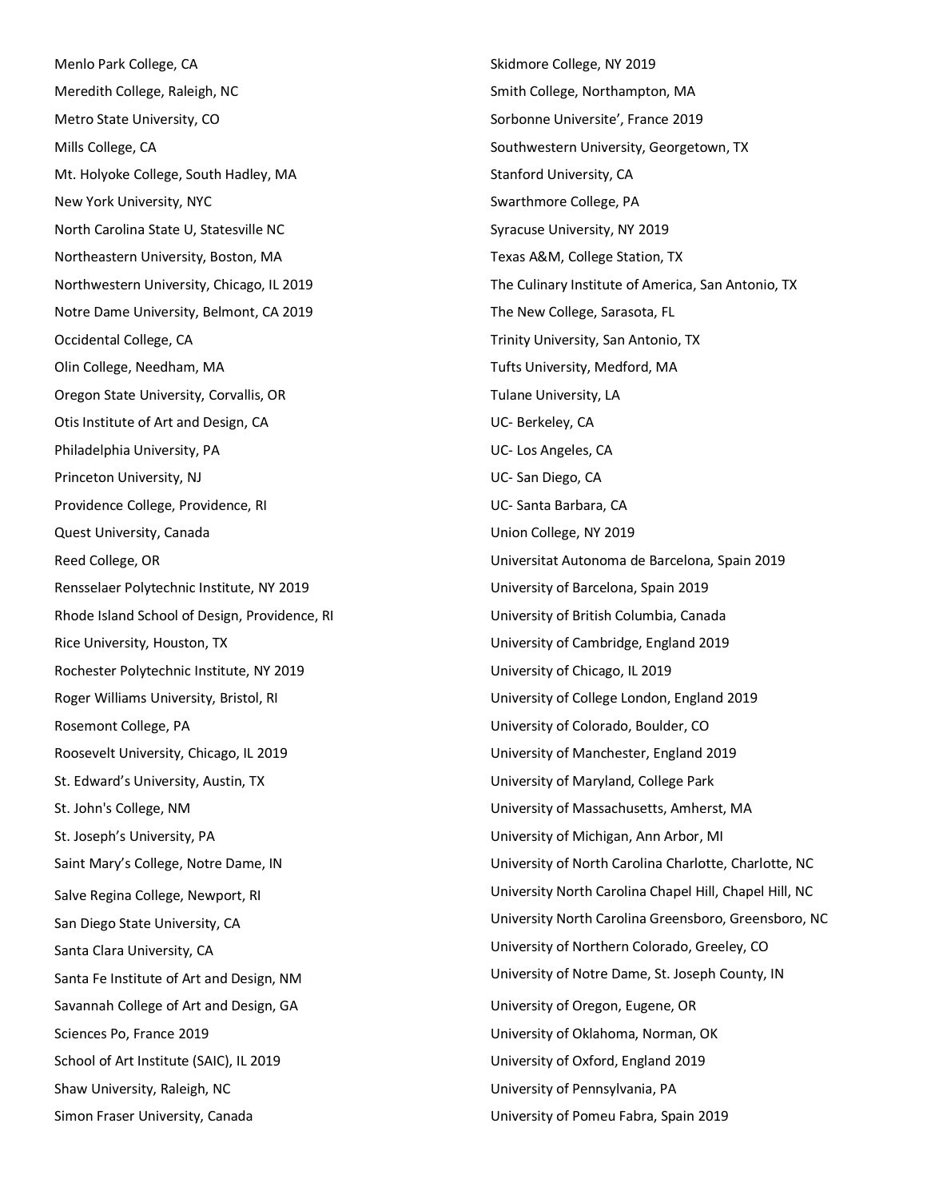Menlo Park College, CA

Meredith College, Raleigh, NC

Metro State University, CO

Mills College, CA

Mt. Holyoke College, South Hadley, MA

New York University, NYC

North Carolina State U, Statesville NC

Northeastern University, Boston, MA

Northwestern University, Chicago, IL 2019

Notre Dame University, Belmont, CA 2019

Occidental College, CA

Olin College, Needham, MA

Oregon State University, Corvallis, OR

Otis Institute of Art and Design, CA

Philadelphia University, PA

Princeton University, NJ

Providence College, Providence, RI

Quest University, Canada

Reed College, OR

Rensselaer Polytechnic Institute, NY 2019

Rhode Island School of Design, Providence, RI

Rice University, Houston, TX

Rochester Polytechnic Institute, NY 2019

Roger Williams University, Bristol, RI

Rosemont College, PA

Roosevelt University, Chicago, IL 2019

St. Edward's University, Austin, TX

St. John's College, NM

St. Joseph's University, PA

Saint Mary's College, Notre Dame, IN

Salve Regina College, Newport, RI

San Diego State University, CA

Santa Clara University, CA

Santa Fe Institute of Art and Design, NM

Savannah College of Art and Design, GA

Sciences Po, France 2019

School of Art Institute (SAIC), IL 2019

Shaw University, Raleigh, NC

Simon Fraser University, Canada

Skidmore College, NY 2019

Smith College, Northampton, MA

Sorbonne Universite', France 2019

Southwestern University, Georgetown, TX

Stanford University, CA

Swarthmore College, PA

Syracuse University, NY 2019

Texas A&M, College Station, TX

The Culinary Institute of America, San Antonio, TX

The New College, Sarasota, FL

Trinity University, San Antonio, TX

Tufts University, Medford, MA

Tulane University, LA

UC- Berkeley, CA

UC- Los Angeles, CA

UC- San Diego, CA

UC- Santa Barbara, CA

Union College, NY 2019

Universitat Autonoma de Barcelona, Spain 2019

University of Barcelona, Spain 2019

University of British Columbia, Canada

University of Cambridge, England 2019

University of Chicago, IL 2019

University of College London, England 2019

University of Colorado, Boulder, CO

University of Manchester, England 2019

University of Maryland, College Park

University of Massachusetts, Amherst, MA

University of Michigan, Ann Arbor, MI

University of North Carolina Charlotte, Charlotte, NC

University North Carolina Chapel Hill, Chapel Hill, NC

University North Carolina Greensboro, Greensboro, NC

University of Northern Colorado, Greeley, CO

University of Notre Dame, St. Joseph County, IN

University of Oregon, Eugene, OR

University of Oklahoma, Norman, OK

University of Oxford, England 2019

University of Pennsylvania, PA

University of Pomeu Fabra, Spain 2019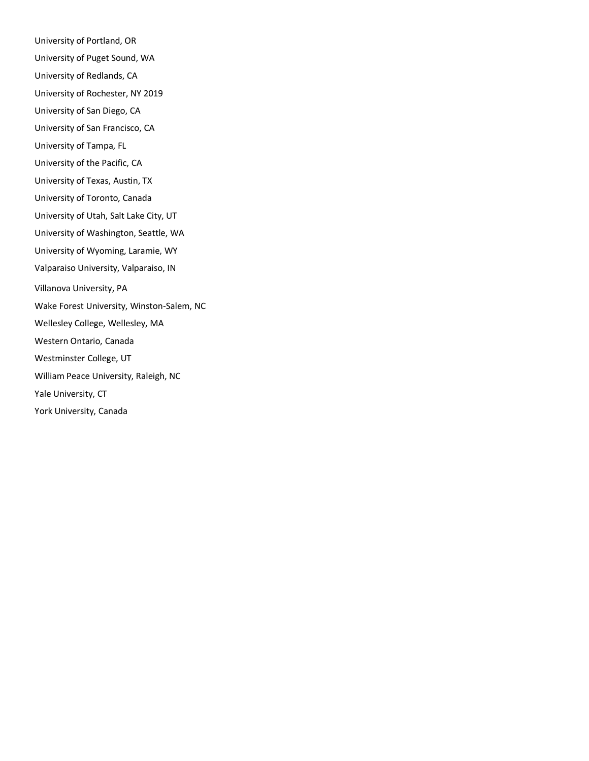University of Portland, OR

University of Puget Sound, WA

University of Redlands, CA

University of Rochester, NY 2019

University of San Diego, CA

University of San Francisco, CA

University of Tampa, FL

University of the Pacific, CA

University of Texas, Austin, TX

University of Toronto, Canada

University of Utah, Salt Lake City, UT

University of Washington, Seattle, WA

University of Wyoming, Laramie, WY

Valparaiso University, Valparaiso, IN

Villanova University, PA

Wake Forest University, Winston-Salem, NC

Wellesley College, Wellesley, MA

Western Ontario, Canada

Westminster College, UT

William Peace University, Raleigh, NC

Yale University, CT

York University, Canada